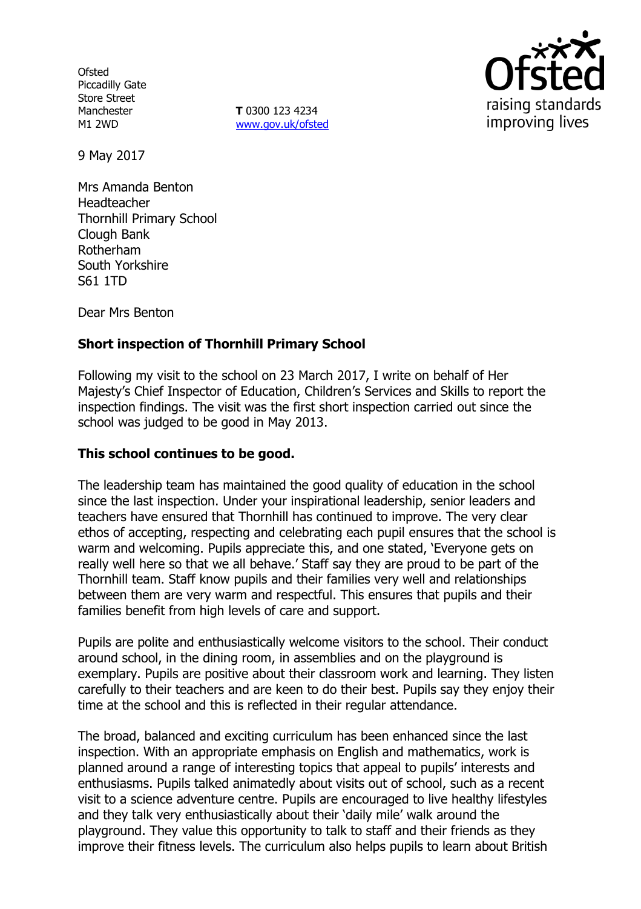Ofsted
Piccadilly Gate
Store Street
Manchester
M1 2WD

**T** 0300 123 4234
www.gov.uk/ofsted

9 May 2017

Mrs Amanda Benton
Headteacher
Thornhill Primary School
Clough Bank
Rotherham
South Yorkshire
S61 1TD

Dear Mrs Benton

**Short inspection of Thornhill Primary School**

Following my visit to the school on 23 March 2017, I write on behalf of Her Majesty's Chief Inspector of Education, Children's Services and Skills to report the inspection findings. The visit was the first short inspection carried out since the school was judged to be good in May 2013.

**This school continues to be good.**

The leadership team has maintained the good quality of education in the school since the last inspection. Under your inspirational leadership, senior leaders and teachers have ensured that Thornhill has continued to improve. The very clear ethos of accepting, respecting and celebrating each pupil ensures that the school is warm and welcoming. Pupils appreciate this, and one stated, 'Everyone gets on really well here so that we all behave.' Staff say they are proud to be part of the Thornhill team. Staff know pupils and their families very well and relationships between them are very warm and respectful. This ensures that pupils and their families benefit from high levels of care and support.

Pupils are polite and enthusiastically welcome visitors to the school. Their conduct around school, in the dining room, in assemblies and on the playground is exemplary. Pupils are positive about their classroom work and learning. They listen carefully to their teachers and are keen to do their best. Pupils say they enjoy their time at the school and this is reflected in their regular attendance.

The broad, balanced and exciting curriculum has been enhanced since the last inspection. With an appropriate emphasis on English and mathematics, work is planned around a range of interesting topics that appeal to pupils' interests and enthusiasms. Pupils talked animatedly about visits out of school, such as a recent visit to a science adventure centre. Pupils are encouraged to live healthy lifestyles and they talk very enthusiastically about their 'daily mile' walk around the playground. They value this opportunity to talk to staff and their friends as they improve their fitness levels. The curriculum also helps pupils to learn about British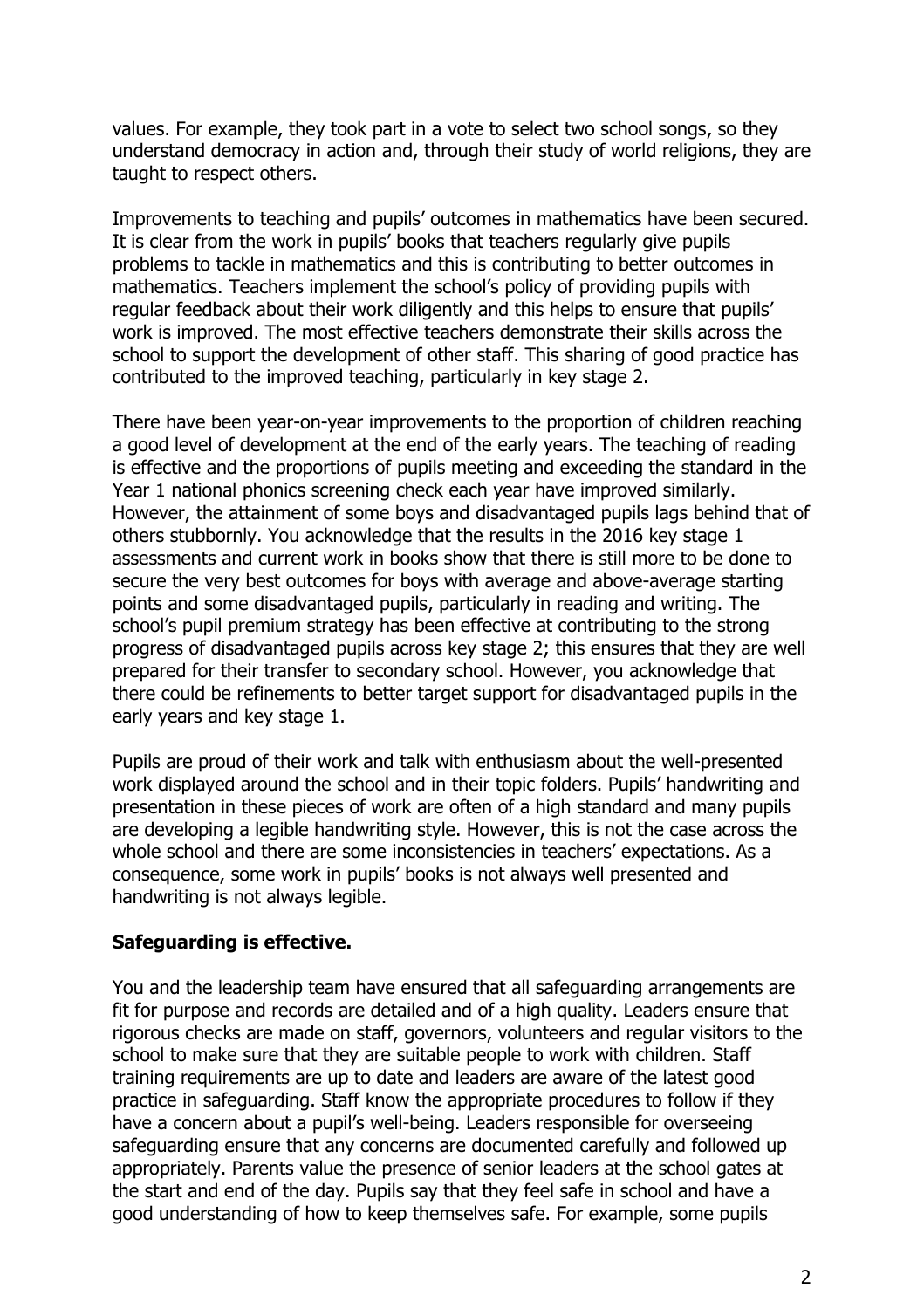values. For example, they took part in a vote to select two school songs, so they understand democracy in action and, through their study of world religions, they are taught to respect others.

Improvements to teaching and pupils' outcomes in mathematics have been secured. It is clear from the work in pupils' books that teachers regularly give pupils problems to tackle in mathematics and this is contributing to better outcomes in mathematics. Teachers implement the school's policy of providing pupils with regular feedback about their work diligently and this helps to ensure that pupils' work is improved. The most effective teachers demonstrate their skills across the school to support the development of other staff. This sharing of good practice has contributed to the improved teaching, particularly in key stage 2.

There have been year-on-year improvements to the proportion of children reaching a good level of development at the end of the early years. The teaching of reading is effective and the proportions of pupils meeting and exceeding the standard in the Year 1 national phonics screening check each year have improved similarly. However, the attainment of some boys and disadvantaged pupils lags behind that of others stubbornly. You acknowledge that the results in the 2016 key stage 1 assessments and current work in books show that there is still more to be done to secure the very best outcomes for boys with average and above-average starting points and some disadvantaged pupils, particularly in reading and writing. The school's pupil premium strategy has been effective at contributing to the strong progress of disadvantaged pupils across key stage 2; this ensures that they are well prepared for their transfer to secondary school. However, you acknowledge that there could be refinements to better target support for disadvantaged pupils in the early years and key stage 1.

Pupils are proud of their work and talk with enthusiasm about the well-presented work displayed around the school and in their topic folders. Pupils' handwriting and presentation in these pieces of work are often of a high standard and many pupils are developing a legible handwriting style. However, this is not the case across the whole school and there are some inconsistencies in teachers' expectations. As a consequence, some work in pupils' books is not always well presented and handwriting is not always legible.

**Safeguarding is effective.**

You and the leadership team have ensured that all safeguarding arrangements are fit for purpose and records are detailed and of a high quality. Leaders ensure that rigorous checks are made on staff, governors, volunteers and regular visitors to the school to make sure that they are suitable people to work with children. Staff training requirements are up to date and leaders are aware of the latest good practice in safeguarding. Staff know the appropriate procedures to follow if they have a concern about a pupil's well-being. Leaders responsible for overseeing safeguarding ensure that any concerns are documented carefully and followed up appropriately. Parents value the presence of senior leaders at the school gates at the start and end of the day. Pupils say that they feel safe in school and have a good understanding of how to keep themselves safe. For example, some pupils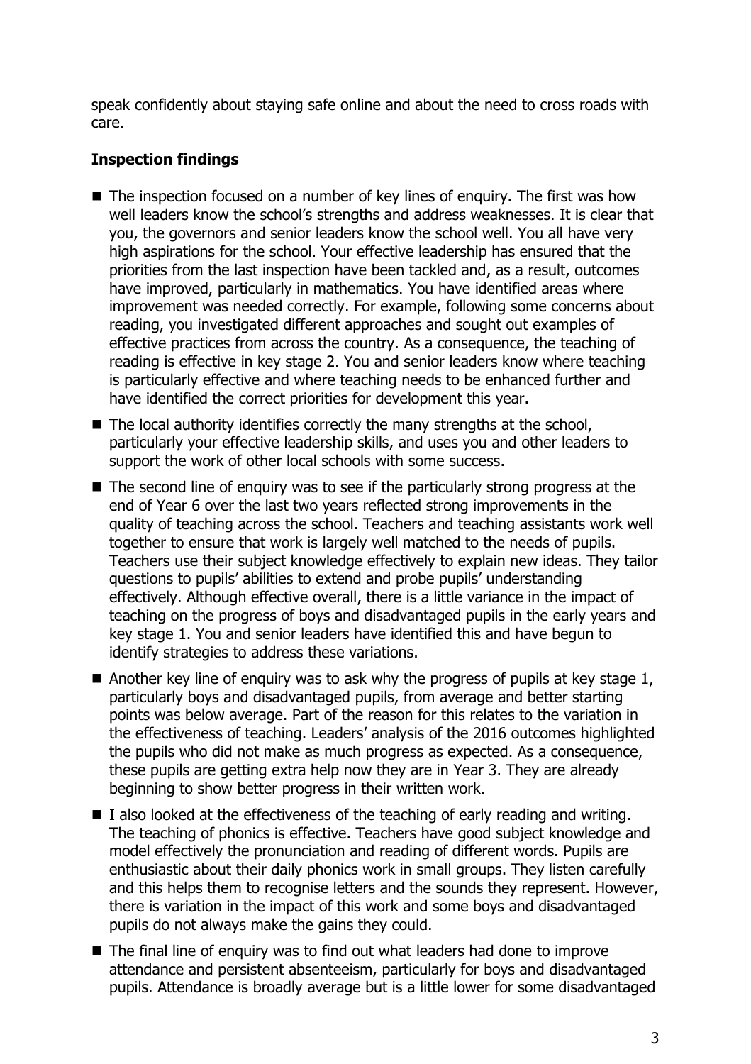speak confidently about staying safe online and about the need to cross roads with care.

**Inspection findings**

- The inspection focused on a number of key lines of enquiry. The first was how well leaders know the school's strengths and address weaknesses. It is clear that you, the governors and senior leaders know the school well. You all have very high aspirations for the school. Your effective leadership has ensured that the priorities from the last inspection have been tackled and, as a result, outcomes have improved, particularly in mathematics. You have identified areas where improvement was needed correctly. For example, following some concerns about reading, you investigated different approaches and sought out examples of effective practices from across the country. As a consequence, the teaching of reading is effective in key stage 2. You and senior leaders know where teaching is particularly effective and where teaching needs to be enhanced further and have identified the correct priorities for development this year.
- The local authority identifies correctly the many strengths at the school, particularly your effective leadership skills, and uses you and other leaders to support the work of other local schools with some success.
- The second line of enquiry was to see if the particularly strong progress at the end of Year 6 over the last two years reflected strong improvements in the quality of teaching across the school. Teachers and teaching assistants work well together to ensure that work is largely well matched to the needs of pupils. Teachers use their subject knowledge effectively to explain new ideas. They tailor questions to pupils' abilities to extend and probe pupils' understanding effectively. Although effective overall, there is a little variance in the impact of teaching on the progress of boys and disadvantaged pupils in the early years and key stage 1. You and senior leaders have identified this and have begun to identify strategies to address these variations.
- Another key line of enquiry was to ask why the progress of pupils at key stage 1, particularly boys and disadvantaged pupils, from average and better starting points was below average. Part of the reason for this relates to the variation in the effectiveness of teaching. Leaders' analysis of the 2016 outcomes highlighted the pupils who did not make as much progress as expected. As a consequence, these pupils are getting extra help now they are in Year 3. They are already beginning to show better progress in their written work.
- I also looked at the effectiveness of the teaching of early reading and writing. The teaching of phonics is effective. Teachers have good subject knowledge and model effectively the pronunciation and reading of different words. Pupils are enthusiastic about their daily phonics work in small groups. They listen carefully and this helps them to recognise letters and the sounds they represent. However, there is variation in the impact of this work and some boys and disadvantaged pupils do not always make the gains they could.
- The final line of enquiry was to find out what leaders had done to improve attendance and persistent absenteeism, particularly for boys and disadvantaged pupils. Attendance is broadly average but is a little lower for some disadvantaged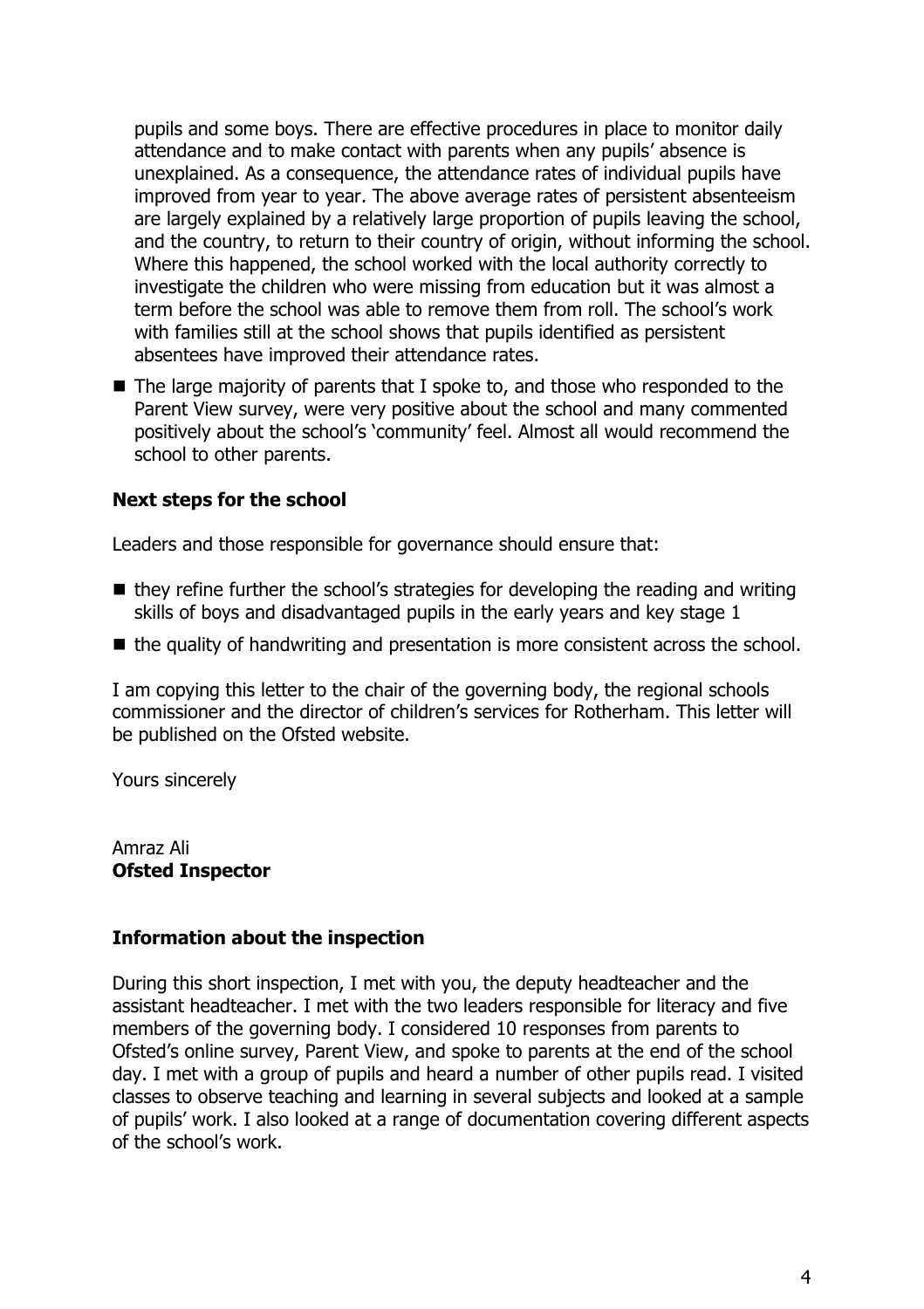pupils and some boys. There are effective procedures in place to monitor daily attendance and to make contact with parents when any pupils' absence is unexplained. As a consequence, the attendance rates of individual pupils have improved from year to year. The above average rates of persistent absenteeism are largely explained by a relatively large proportion of pupils leaving the school, and the country, to return to their country of origin, without informing the school. Where this happened, the school worked with the local authority correctly to investigate the children who were missing from education but it was almost a term before the school was able to remove them from roll. The school's work with families still at the school shows that pupils identified as persistent absentees have improved their attendance rates.

- The large majority of parents that I spoke to, and those who responded to the Parent View survey, were very positive about the school and many commented positively about the school's 'community' feel. Almost all would recommend the school to other parents.

### Next steps for the school

Leaders and those responsible for governance should ensure that:

- they refine further the school's strategies for developing the reading and writing skills of boys and disadvantaged pupils in the early years and key stage 1
- the quality of handwriting and presentation is more consistent across the school.

I am copying this letter to the chair of the governing body, the regional schools commissioner and the director of children's services for Rotherham. This letter will be published on the Ofsted website.

Yours sincerely

Amraz Ali
**Ofsted Inspector**

### Information about the inspection

During this short inspection, I met with you, the deputy headteacher and the assistant headteacher. I met with the two leaders responsible for literacy and five members of the governing body. I considered 10 responses from parents to Ofsted's online survey, Parent View, and spoke to parents at the end of the school day. I met with a group of pupils and heard a number of other pupils read. I visited classes to observe teaching and learning in several subjects and looked at a sample of pupils' work. I also looked at a range of documentation covering different aspects of the school's work.